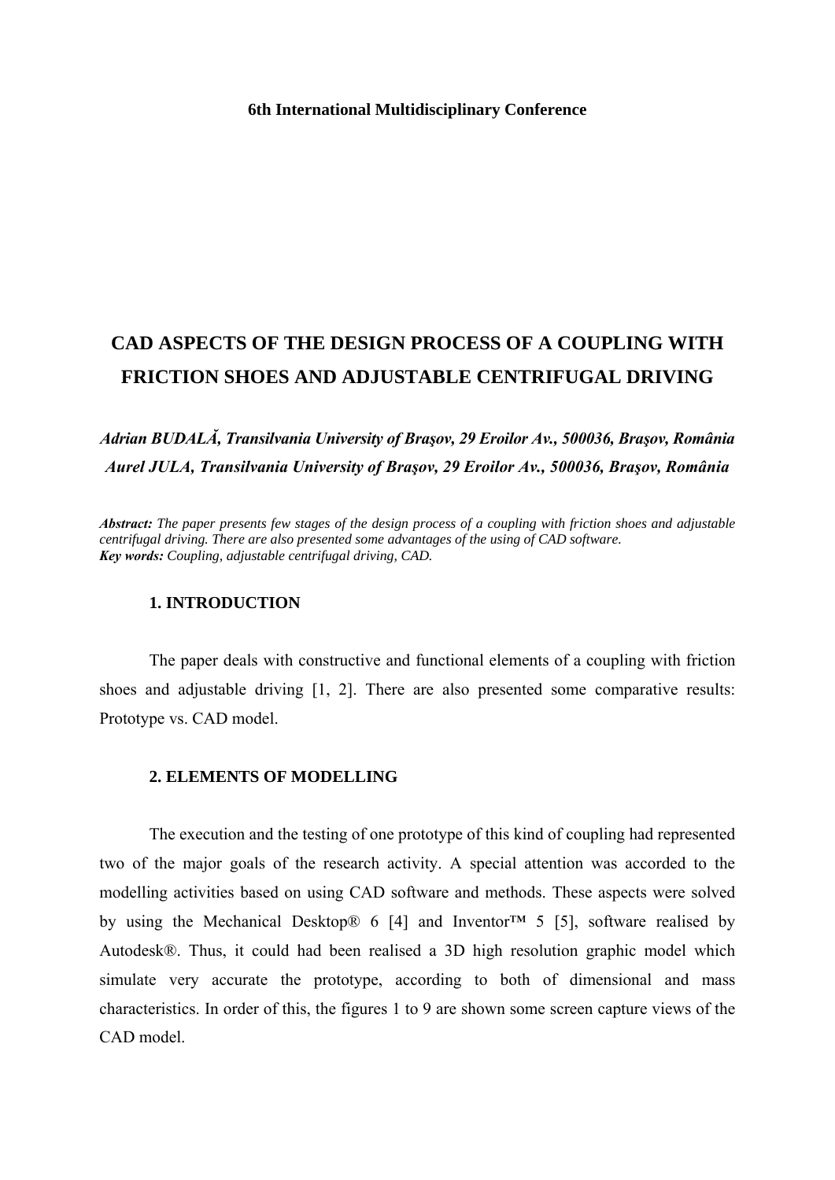6th International Multidisciplinary Conference

# CAD ASPECTS OF THE DESIGN PROCESS OF A COUPLING WITH FRICTION SHOES AND ADJUSTABLE CENTRIFUGAL DRIVING

***Adrian BUDALĂ, Transilvania University of Braşov, 29 Eroilor Av., 500036, Braşov, România***
***Aurel JULA, Transilvania University of Braşov, 29 Eroilor Av., 500036, Braşov, România***

***Abstract:*** *The paper presents few stages of the design process of a coupling with friction shoes and adjustable centrifugal driving. There are also presented some advantages of the using of CAD software.*
***Key words:*** *Coupling, adjustable centrifugal driving, CAD.*

## 1. INTRODUCTION

The paper deals with constructive and functional elements of a coupling with friction shoes and adjustable driving [1, 2]. There are also presented some comparative results: Prototype vs. CAD model.

## 2. ELEMENTS OF MODELLING

The execution and the testing of one prototype of this kind of coupling had represented two of the major goals of the research activity. A special attention was accorded to the modelling activities based on using CAD software and methods. These aspects were solved by using the Mechanical Desktop® 6 [4] and Inventor™ 5 [5], software realised by Autodesk®. Thus, it could had been realised a 3D high resolution graphic model which simulate very accurate the prototype, according to both of dimensional and mass characteristics. In order of this, the figures 1 to 9 are shown some screen capture views of the CAD model.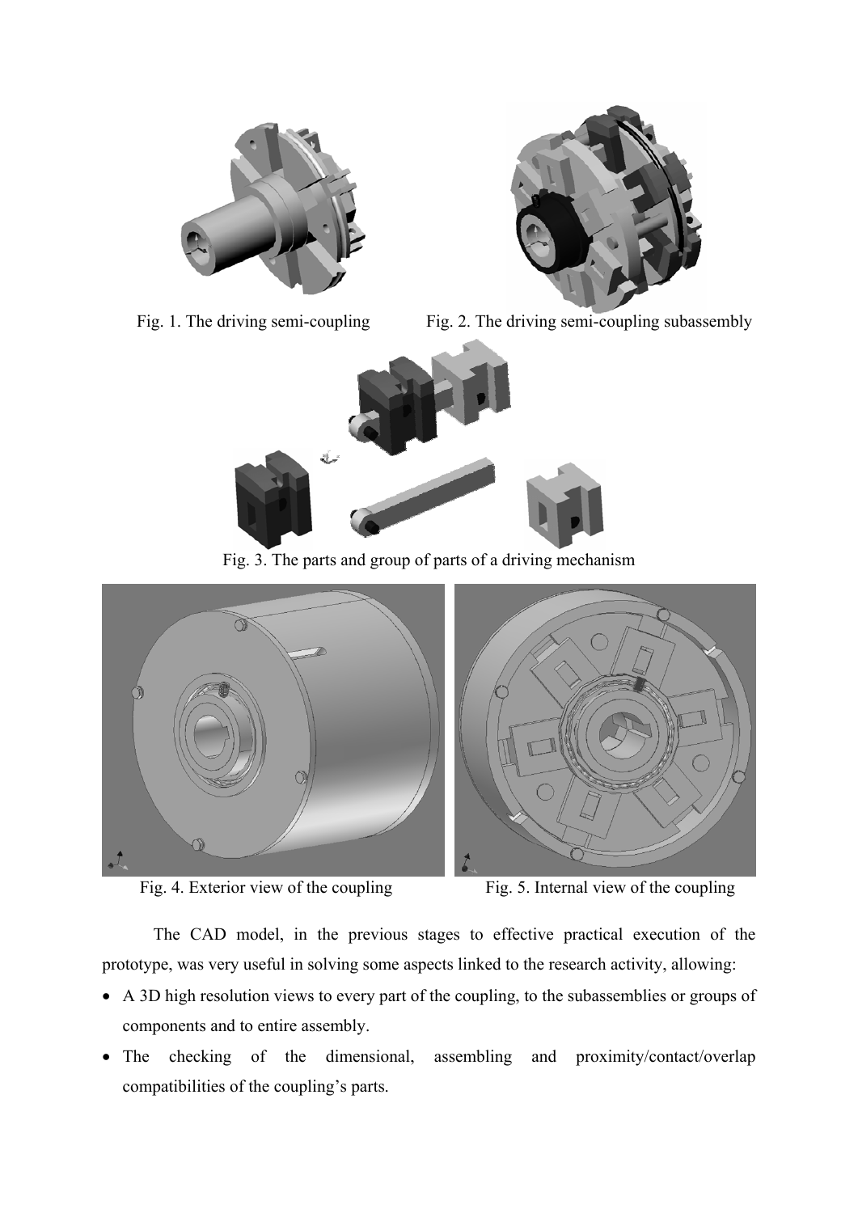Fig. 1. The driving semi-coupling

Fig. 2. The driving semi-coupling subassembly

Fig. 3. The parts and group of parts of a driving mechanism

Fig. 4. Exterior view of the coupling

Fig. 5. Internal view of the coupling

The CAD model, in the previous stages to effective practical execution of the prototype, was very useful in solving some aspects linked to the research activity, allowing:

- A 3D high resolution views to every part of the coupling, to the subassemblies or groups of components and to entire assembly.
- The checking of the dimensional, assembling and proximity/contact/overlap compatibilities of the coupling's parts.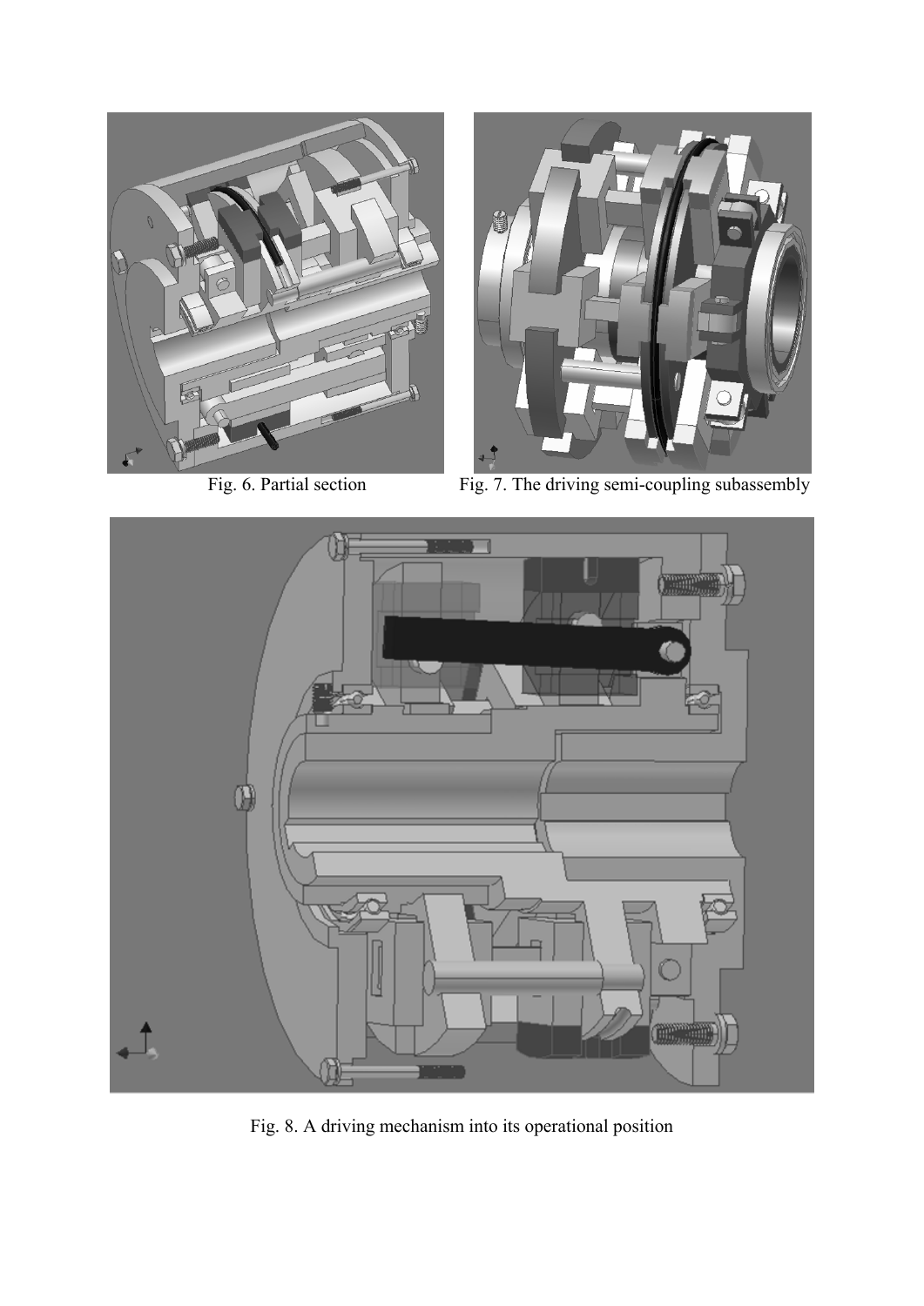Fig. 6. Partial section

Fig. 7. The driving semi-coupling subassembly

Fig. 8. A driving mechanism into its operational position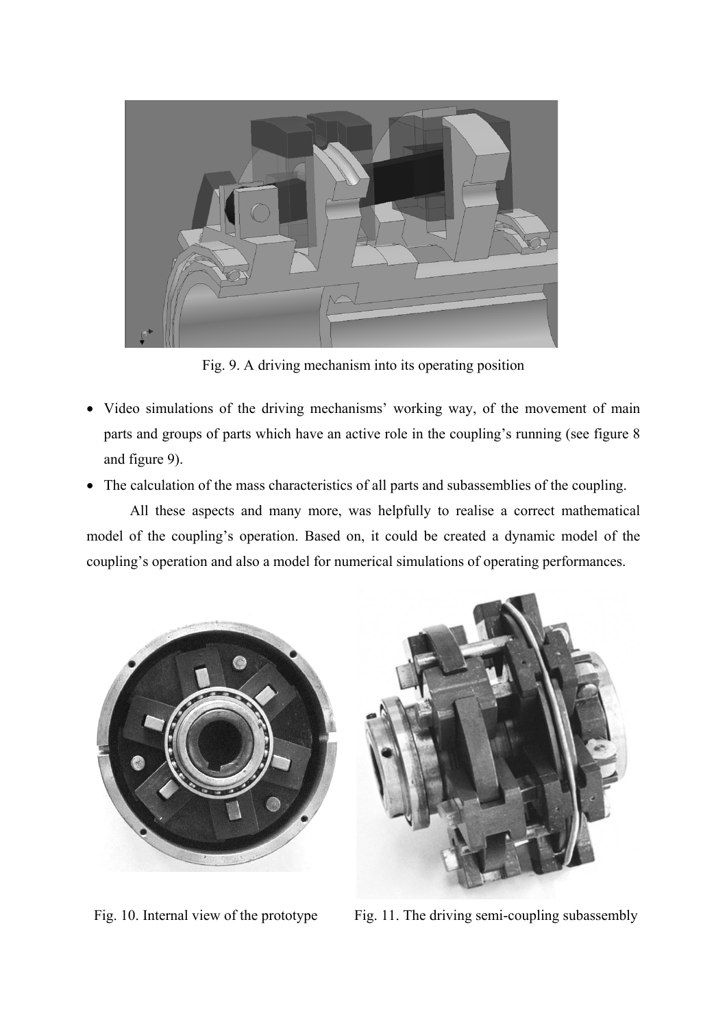Fig. 9. A driving mechanism into its operating position

- Video simulations of the driving mechanisms' working way, of the movement of main parts and groups of parts which have an active role in the coupling's running (see figure 8 and figure 9).
- The calculation of the mass characteristics of all parts and subassemblies of the coupling.

All these aspects and many more, was helpfully to realise a correct mathematical model of the coupling's operation. Based on, it could be created a dynamic model of the coupling's operation and also a model for numerical simulations of operating performances.

Fig. 10. Internal view of the prototype

Fig. 11. The driving semi-coupling subassembly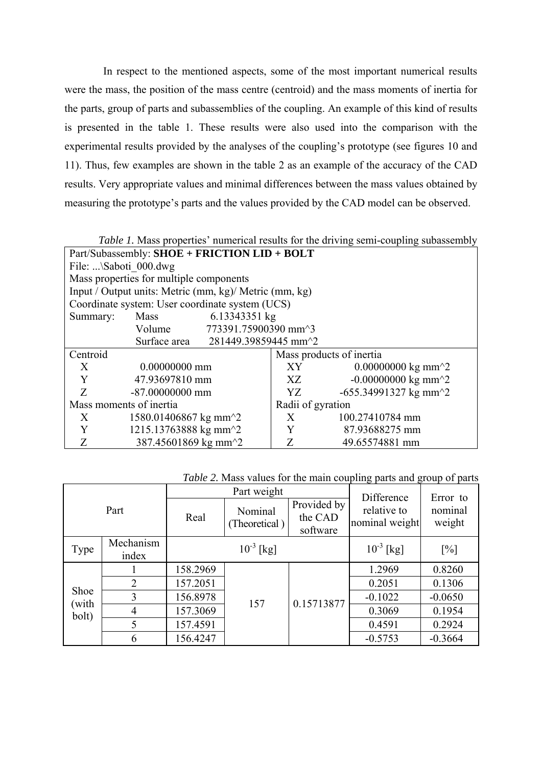In respect to the mentioned aspects, some of the most important numerical results were the mass, the position of the mass centre (centroid) and the mass moments of inertia for the parts, group of parts and subassemblies of the coupling. An example of this kind of results is presented in the table 1. These results were also used into the comparison with the experimental results provided by the analyses of the coupling's prototype (see figures 10 and 11). Thus, few examples are shown in the table 2 as an example of the accuracy of the CAD results. Very appropriate values and minimal differences between the mass values obtained by measuring the prototype's parts and the values provided by the CAD model can be observed.

*Table 1.* Mass properties' numerical results for the driving semi-coupling subassembly

| Part/Subassembly: **SHOE + FRICTION LID + BOLT** | |
|---|---|
| File: ...\Saboti_000.dwg | |
| Mass properties for multiple components | |
| Input / Output units: Metric (mm, kg)/ Metric (mm, kg) | |
| Coordinate system: User coordinate system (UCS) | |
| Summary: Mass 6.13343351 kg | |
| Volume 773391.75900390 mm^3 | |
| Surface area 281449.39859445 mm^2 | |
| Centroid | Mass products of inertia |
| X 0.00000000 mm | XY 0.00000000 kg mm^2 |
| Y 47.93697810 mm | XZ -0.00000000 kg mm^2 |
| Z -87.00000000 mm | YZ -655.34991327 kg mm^2 |
| Mass moments of inertia | Radii of gyration |
| X 1580.01406867 kg mm^2 | X 100.27410784 mm |
| Y 1215.13763888 kg mm^2 | Y 87.93688275 mm |
| Z 387.45601869 kg mm^2 | Z 49.65574881 mm |

*Table 2.* Mass values for the main coupling parts and group of parts

| Part | | Part weight | | | Difference relative to nominal weight | Error to nominal weight |
|---|---|---|---|---|---|---|
| | | Real | Nominal (Theoretical ) | Provided by the CAD software | | |
| Type | Mechanism index | $10^{-3}$ [kg] | | | $10^{-3}$ [kg] | [%] |
| Shoe (with bolt) | 1 | 158.2969 | 157 | 0.15713877 | 1.2969 | 0.8260 |
| | 2 | 157.2051 | | | 0.2051 | 0.1306 |
| | 3 | 156.8978 | | | -0.1022 | -0.0650 |
| | 4 | 157.3069 | | | 0.3069 | 0.1954 |
| | 5 | 157.4591 | | | 0.4591 | 0.2924 |
| | 6 | 156.4247 | | | -0.5753 | -0.3664 |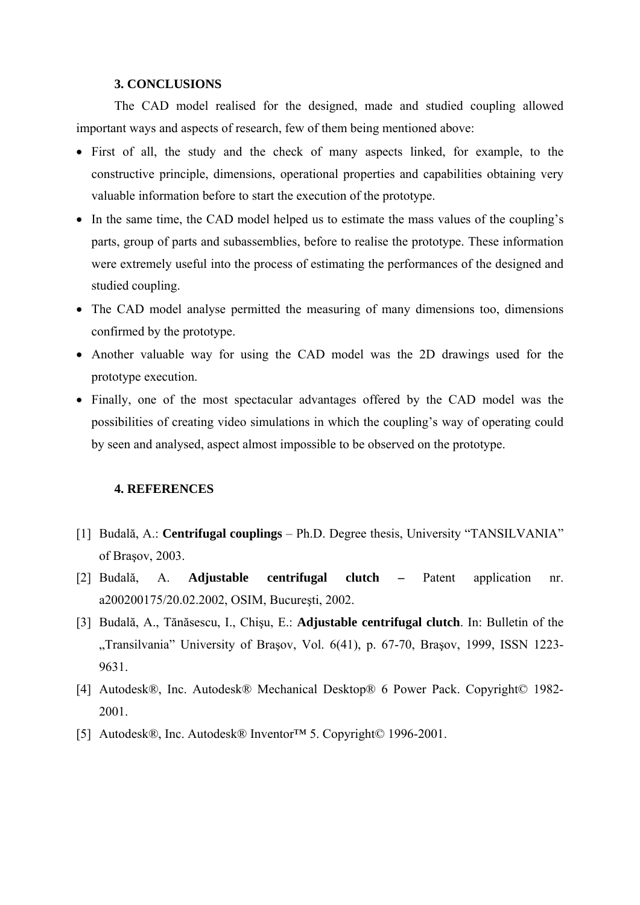## 3. CONCLUSIONS

The CAD model realised for the designed, made and studied coupling allowed important ways and aspects of research, few of them being mentioned above:

- First of all, the study and the check of many aspects linked, for example, to the constructive principle, dimensions, operational properties and capabilities obtaining very valuable information before to start the execution of the prototype.
- In the same time, the CAD model helped us to estimate the mass values of the coupling's parts, group of parts and subassemblies, before to realise the prototype. These information were extremely useful into the process of estimating the performances of the designed and studied coupling.
- The CAD model analyse permitted the measuring of many dimensions too, dimensions confirmed by the prototype.
- Another valuable way for using the CAD model was the 2D drawings used for the prototype execution.
- Finally, one of the most spectacular advantages offered by the CAD model was the possibilities of creating video simulations in which the coupling's way of operating could by seen and analysed, aspect almost impossible to be observed on the prototype.

## 4. REFERENCES

[1] Budală, A.: **Centrifugal couplings** – Ph.D. Degree thesis, University "TANSILVANIA" of Braşov, 2003.

[2] Budală, A. **Adjustable centrifugal clutch –** Patent application nr. a200200175/20.02.2002, OSIM, Bucureşti, 2002.

[3] Budală, A., Tănăsescu, I., Chişu, E.: **Adjustable centrifugal clutch**. In: Bulletin of the „Transilvania" University of Braşov, Vol. 6(41), p. 67-70, Braşov, 1999, ISSN 1223-9631.

[4] Autodesk®, Inc. Autodesk® Mechanical Desktop® 6 Power Pack. Copyright© 1982-2001.

[5] Autodesk®, Inc. Autodesk® Inventor™ 5. Copyright© 1996-2001.